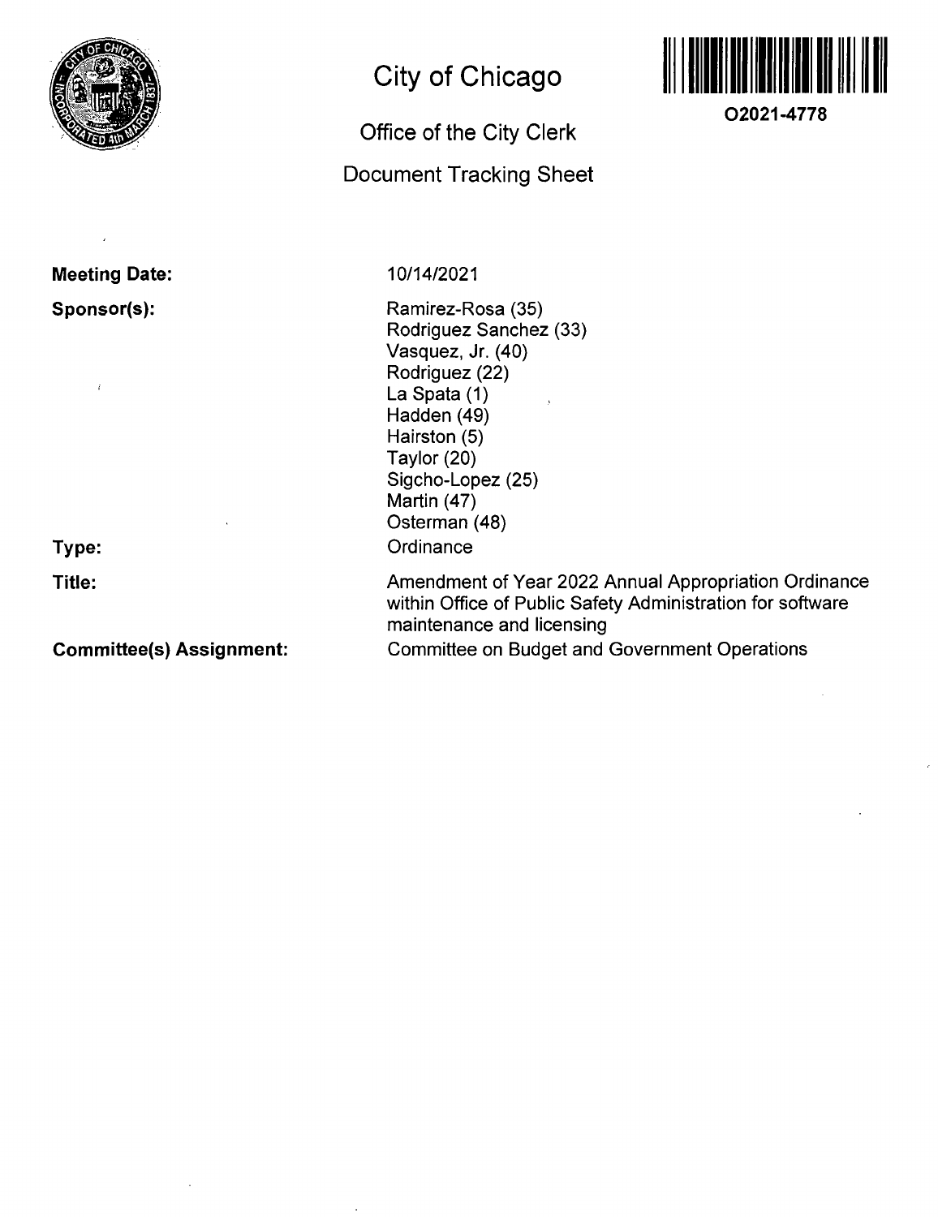# City of Chicago

## Office of the City Clerk

## Document Tracking Sheet

**O2021-4778**

**Meeting Date:** 10/14/2021

**Sponsor(s):**
Ramirez-Rosa (35)
Rodriguez Sanchez (33)
Vasquez, Jr. (40)
Rodriguez (22)
La Spata (1)
Hadden (49)
Hairston (5)
Taylor (20)
Sigcho-Lopez (25)
Martin (47)
Osterman (48)

**Type:** Ordinance

**Title:** Amendment of Year 2022 Annual Appropriation Ordinance within Office of Public Safety Administration for software maintenance and licensing

**Committee(s) Assignment:** Committee on Budget and Government Operations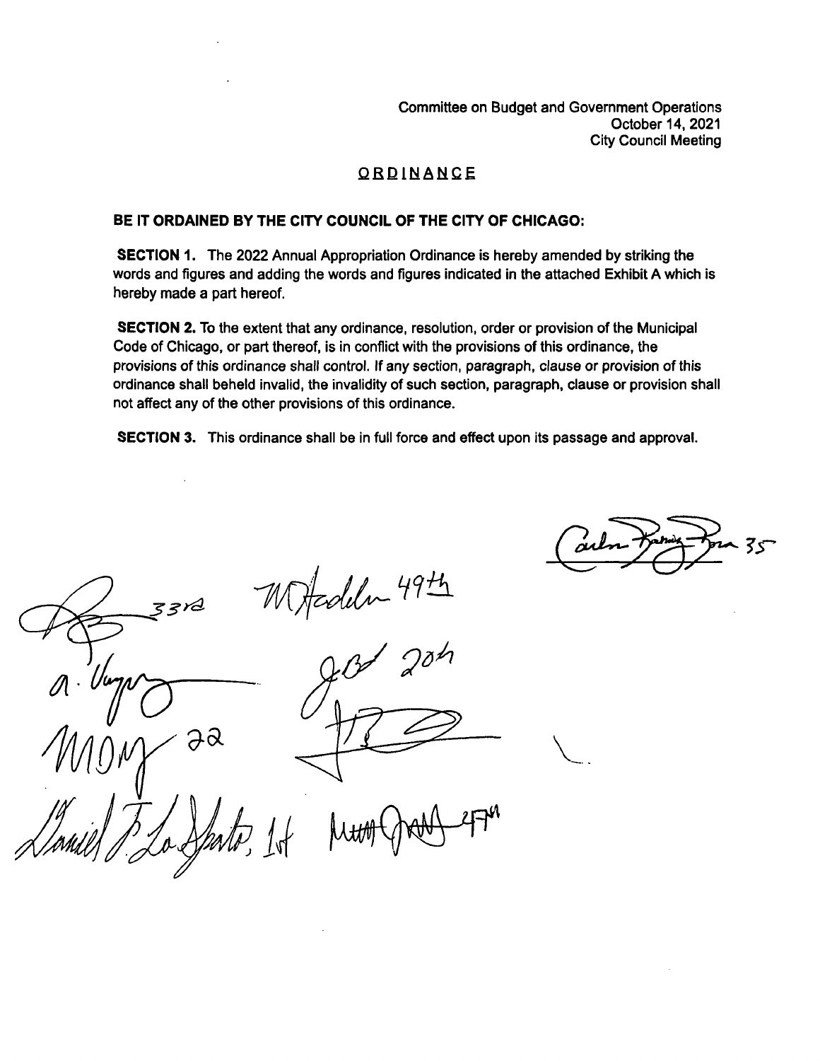Committee on Budget and Government Operations
October 14, 2021
City Council Meeting

## ORDINANCE

**BE IT ORDAINED BY THE CITY COUNCIL OF THE CITY OF CHICAGO:**

**SECTION 1.** The 2022 Annual Appropriation Ordinance is hereby amended by striking the words and figures and adding the words and figures indicated in the attached Exhibit A which is hereby made a part hereof.

**SECTION 2.** To the extent that any ordinance, resolution, order or provision of the Municipal Code of Chicago, or part thereof, is in conflict with the provisions of this ordinance, the provisions of this ordinance shall control. If any section, paragraph, clause or provision of this ordinance shall beheld invalid, the invalidity of such section, paragraph, clause or provision shall not affect any of the other provisions of this ordinance.

**SECTION 3.** This ordinance shall be in full force and effect upon its passage and approval.

Carlos Ramirez-Rosa 35

33rd

M Hadden 49th

A. Vazquez

JCT 20th

MDM 22

Daniel P. La Spata, 1st

Matt Martin 47th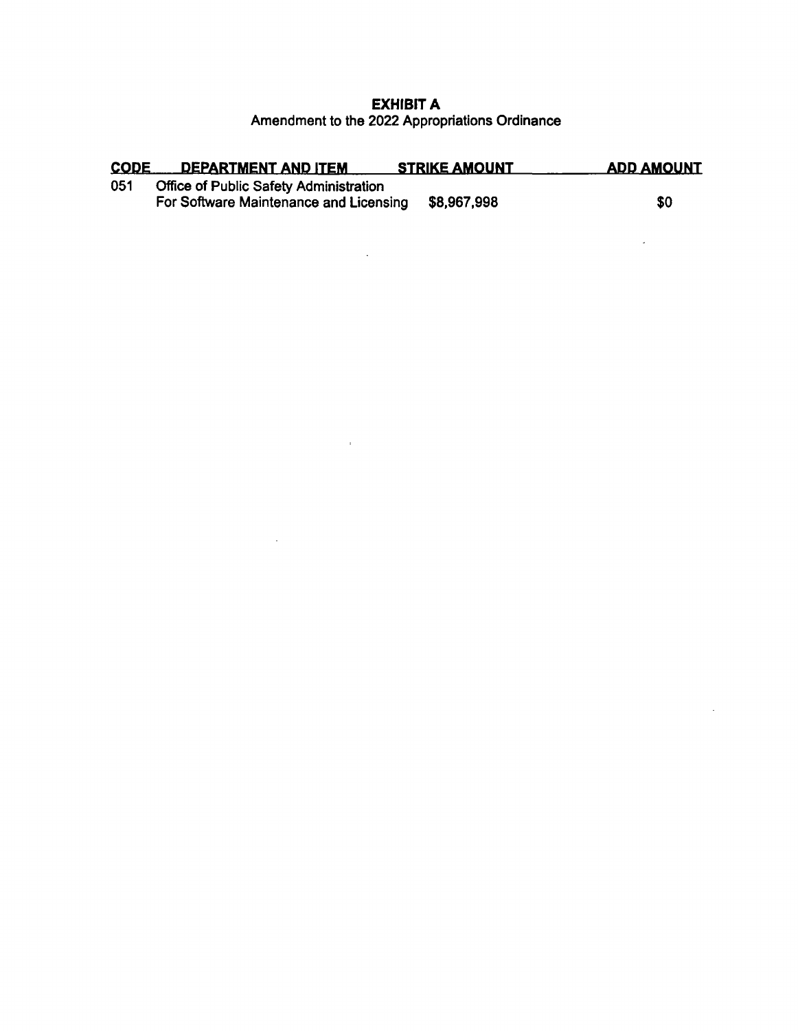# EXHIBIT A

Amendment to the 2022 Appropriations Ordinance

| CODE | DEPARTMENT AND ITEM | STRIKE AMOUNT | ADD AMOUNT |
|---|---|---|---|
| 051 | Office of Public Safety Administration<br>For Software Maintenance and Licensing | $8,967,998 | $0 |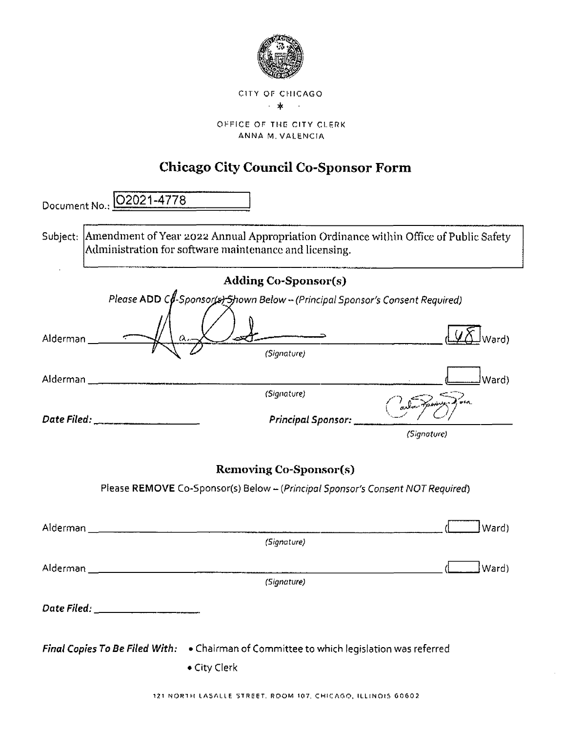CITY OF CHICAGO

OFFICE OF THE CITY CLERK
ANNA M. VALENCIA

# Chicago City Council Co-Sponsor Form

Document No.: O2021-4778

Subject: Amendment of Year 2022 Annual Appropriation Ordinance within Office of Public Safety Administration for software maintenance and licensing.

## Adding Co-Sponsor(s)

*Please ADD Co-Sponsor(s) Shown Below – (Principal Sponsor's Consent Required)*

Alderman ______________________________ (48 Ward)
*(Signature)*

Alderman ______________________________ (____ Ward)
*(Signature)*

***Date Filed:*** ____________ ***Principal Sponsor:*** ______________________
*(Signature)*

## Removing Co-Sponsor(s)

Please **REMOVE** Co-Sponsor(s) Below – (*Principal Sponsor's Consent NOT Required*)

Alderman ______________________________ (____ Ward)
*(Signature)*

Alderman ______________________________ (____ Ward)
*(Signature)*

***Date Filed:*** ____________

***Final Copies To Be Filed With:***
- Chairman of Committee to which legislation was referred
- City Clerk

121 NORTH LASALLE STREET, ROOM 107, CHICAGO, ILLINOIS 60602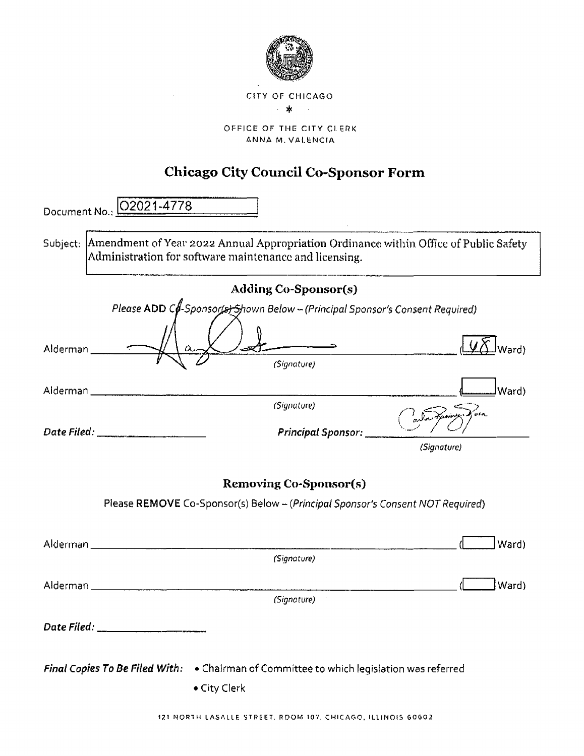CITY OF CHICAGO

OFFICE OF THE CITY CLERK
ANNA M. VALENCIA

# Chicago City Council Co-Sponsor Form

Document No.: O2021-4778

Subject: Amendment of Year 2022 Annual Appropriation Ordinance within Office of Public Safety Administration for software maintenance and licensing.

## Adding Co-Sponsor(s)

*Please* **ADD** *Co-Sponsor(s) Shown Below – (Principal Sponsor's Consent Required)*

Alderman ______________________ (48 Ward)
*(Signature)*

Alderman ______________________ (____ Ward)
*(Signature)*

***Date Filed:*** ______________ ***Principal Sponsor:*** ______________
*(Signature)*

## Removing Co-Sponsor(s)

Please **REMOVE** Co-Sponsor(s) Below – (*Principal Sponsor's Consent NOT Required*)

Alderman ______________________ (____ Ward)
*(Signature)*

Alderman ______________________ (____ Ward)
*(Signature)*

***Date Filed:*** ______________

***Final Copies To Be Filed With:***
- Chairman of Committee to which legislation was referred
- City Clerk

121 NORTH LASALLE STREET, ROOM 107, CHICAGO, ILLINOIS 60602